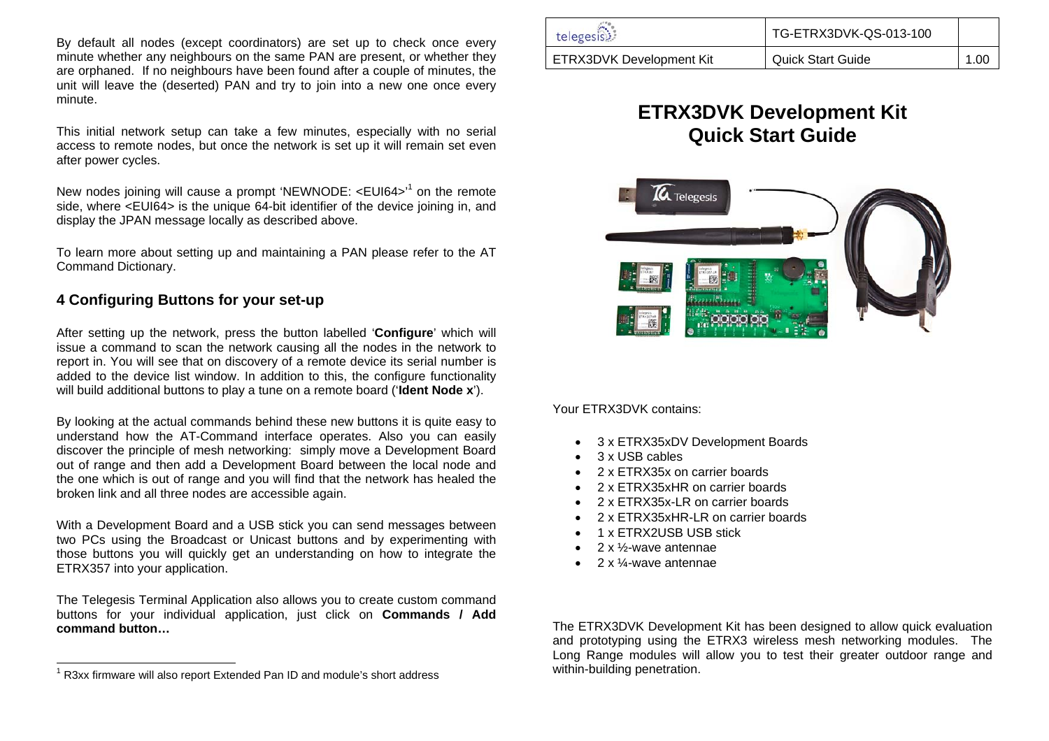By default all nodes (except coordinators) are set up to check once every minute whether any neighbours on the same PAN are present, or whether they are orphaned. If no neighbours have been found after a couple of minutes, the unit will leave the (deserted) PAN and try to join into a new one once every minute.

This initial network setup can take a few minutes, especially with no serial access to remote nodes, but once the network is set up it will remain set even after power cycles.

New nodes joining will cause a prompt 'NEWNODE: <EUI64>'[1] on the remote side, where <EUI64> is the unique 64-bit identifier of the device joining in, and display the JPAN message locally as described above.

To learn more about setting up and maintaining a PAN please refer to the AT Command Dictionary.

## 4 Configuring Buttons for your set-up

After setting up the network, press the button labelled '**Configure**' which will issue a command to scan the network causing all the nodes in the network to report in. You will see that on discovery of a remote device its serial number is added to the device list window. In addition to this, the configure functionality will build additional buttons to play a tune on a remote board ('**Ident Node x**').

By looking at the actual commands behind these new buttons it is quite easy to understand how the AT-Command interface operates. Also you can easily discover the principle of mesh networking: simply move a Development Board out of range and then add a Development Board between the local node and the one which is out of range and you will find that the network has healed the broken link and all three nodes are accessible again.

With a Development Board and a USB stick you can send messages between two PCs using the Broadcast or Unicast buttons and by experimenting with those buttons you will quickly get an understanding on how to integrate the ETRX357 into your application.

The Telegesis Terminal Application also allows you to create custom command buttons for your individual application, just click on **Commands / Add command button…**

[1] R3xx firmware will also report Extended Pan ID and module's short address

# ETRX3DVK Development Kit Quick Start Guide

Your ETRX3DVK contains:

- 3 x ETRX35xDV Development Boards
- 3 x USB cables
- 2 x ETRX35x on carrier boards
- 2 x ETRX35xHR on carrier boards
- 2 x ETRX35x-LR on carrier boards
- 2 x ETRX35xHR-LR on carrier boards
- 1 x ETRX2USB USB stick
- 2 x ½-wave antennae
- 2 x ¼-wave antennae

The ETRX3DVK Development Kit has been designed to allow quick evaluation and prototyping using the ETRX3 wireless mesh networking modules. The Long Range modules will allow you to test their greater outdoor range and within-building penetration.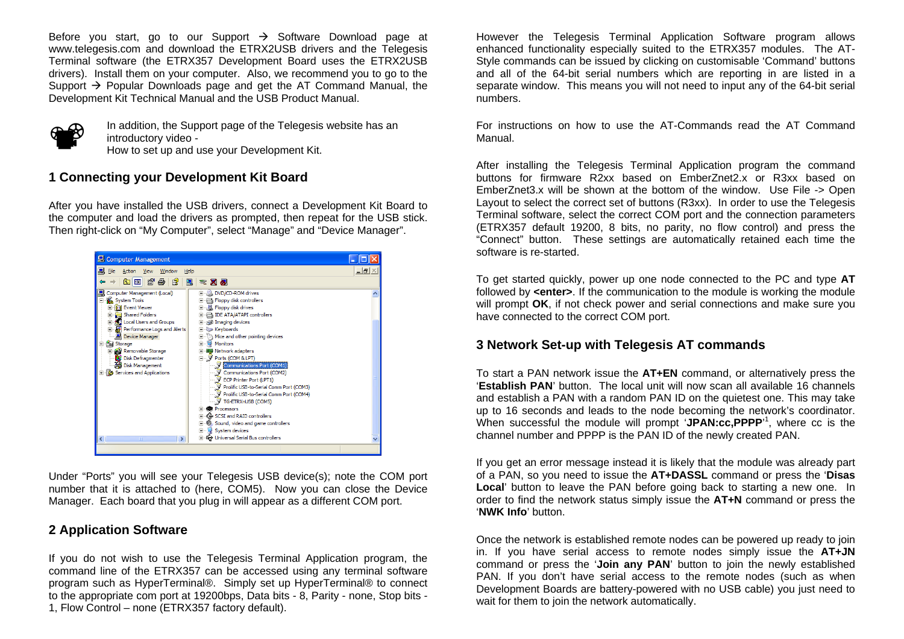Before you start, go to our Support → Software Download page at www.telegesis.com and download the ETRX2USB drivers and the Telegesis Terminal software (the ETRX357 Development Board uses the ETRX2USB drivers). Install them on your computer. Also, we recommend you to go to the Support → Popular Downloads page and get the AT Command Manual, the Development Kit Technical Manual and the USB Product Manual.

In addition, the Support page of the Telegesis website has an introductory video -
How to set up and use your Development Kit.

## 1 Connecting your Development Kit Board

After you have installed the USB drivers, connect a Development Kit Board to the computer and load the drivers as prompted, then repeat for the USB stick. Then right-click on "My Computer", select "Manage" and "Device Manager".

Under "Ports" you will see your Telegesis USB device(s); note the COM port number that it is attached to (here, COM5). Now you can close the Device Manager. Each board that you plug in will appear as a different COM port.

## 2 Application Software

If you do not wish to use the Telegesis Terminal Application program, the command line of the ETRX357 can be accessed using any terminal software program such as HyperTerminal®. Simply set up HyperTerminal® to connect to the appropriate com port at 19200bps, Data bits - 8, Parity - none, Stop bits - 1, Flow Control – none (ETRX357 factory default).

However the Telegesis Terminal Application Software program allows enhanced functionality especially suited to the ETRX357 modules. The AT-Style commands can be issued by clicking on customisable 'Command' buttons and all of the 64-bit serial numbers which are reporting in are listed in a separate window. This means you will not need to input any of the 64-bit serial numbers.

For instructions on how to use the AT-Commands read the AT Command Manual.

After installing the Telegesis Terminal Application program the command buttons for firmware R2xx based on EmberZnet2.x or R3xx based on EmberZnet3.x will be shown at the bottom of the window. Use File -> Open Layout to select the correct set of buttons (R3xx). In order to use the Telegesis Terminal software, select the correct COM port and the connection parameters (ETRX357 default 19200, 8 bits, no parity, no flow control) and press the "Connect" button. These settings are automatically retained each time the software is re-started.

To get started quickly, power up one node connected to the PC and type **AT** followed by **<enter>**. If the communication to the module is working the module will prompt **OK**, if not check power and serial connections and make sure you have connected to the correct COM port.

## 3 Network Set-up with Telegesis AT commands

To start a PAN network issue the **AT+EN** command, or alternatively press the '**Establish PAN**' button. The local unit will now scan all available 16 channels and establish a PAN with a random PAN ID on the quietest one. This may take up to 16 seconds and leads to the node becoming the network's coordinator. When successful the module will prompt '**JPAN:cc,PPPP**'[1], where cc is the channel number and PPPP is the PAN ID of the newly created PAN.

If you get an error message instead it is likely that the module was already part of a PAN, so you need to issue the **AT+DASSL** command or press the '**Disas Local**' button to leave the PAN before going back to starting a new one. In order to find the network status simply issue the **AT+N** command or press the '**NWK Info**' button.

Once the network is established remote nodes can be powered up ready to join in. If you have serial access to remote nodes simply issue the **AT+JN** command or press the '**Join any PAN**' button to join the newly established PAN. If you don't have serial access to the remote nodes (such as when Development Boards are battery-powered with no USB cable) you just need to wait for them to join the network automatically.